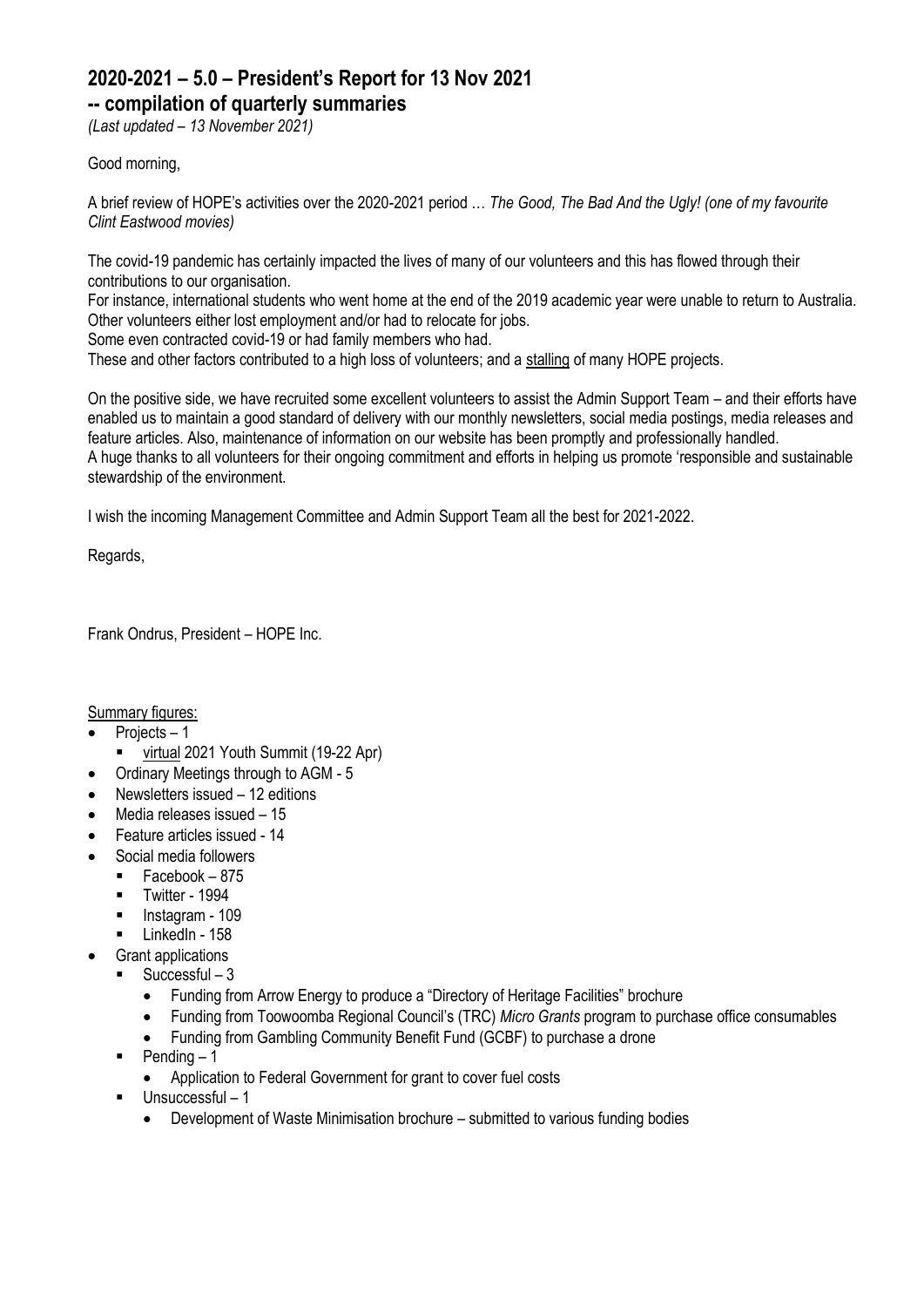## 2020-2021 – 5.0 – President's Report for 13 Nov 2021
## -- compilation of quarterly summaries

*(Last updated – 13 November 2021)*

Good morning,

A brief review of HOPE's activities over the 2020-2021 period … *The Good, The Bad And the Ugly! (one of my favourite Clint Eastwood movies)*

The covid-19 pandemic has certainly impacted the lives of many of our volunteers and this has flowed through their contributions to our organisation.
For instance, international students who went home at the end of the 2019 academic year were unable to return to Australia.
Other volunteers either lost employment and/or had to relocate for jobs.
Some even contracted covid-19 or had family members who had.
These and other factors contributed to a high loss of volunteers; and a <u>stalling</u> of many HOPE projects.

On the positive side, we have recruited some excellent volunteers to assist the Admin Support Team – and their efforts have enabled us to maintain a good standard of delivery with our monthly newsletters, social media postings, media releases and feature articles. Also, maintenance of information on our website has been promptly and professionally handled.
A huge thanks to all volunteers for their ongoing commitment and efforts in helping us promote 'responsible and sustainable stewardship of the environment.

I wish the incoming Management Committee and Admin Support Team all the best for 2021-2022.

Regards,

Frank Ondrus, President – HOPE Inc.

<u>Summary figures:</u>

- Projects – 1
  - <u>virtual</u> 2021 Youth Summit (19-22 Apr)
- Ordinary Meetings through to AGM - 5
- Newsletters issued – 12 editions
- Media releases issued – 15
- Feature articles issued - 14
- Social media followers
  - Facebook – 875
  - Twitter - 1994
  - Instagram - 109
  - LinkedIn - 158
- Grant applications
  - Successful – 3
    - Funding from Arrow Energy to produce a "Directory of Heritage Facilities" brochure
    - Funding from Toowoomba Regional Council's (TRC) *Micro Grants* program to purchase office consumables
    - Funding from Gambling Community Benefit Fund (GCBF) to purchase a drone
  - Pending – 1
    - Application to Federal Government for grant to cover fuel costs
  - Unsuccessful – 1
    - Development of Waste Minimisation brochure – submitted to various funding bodies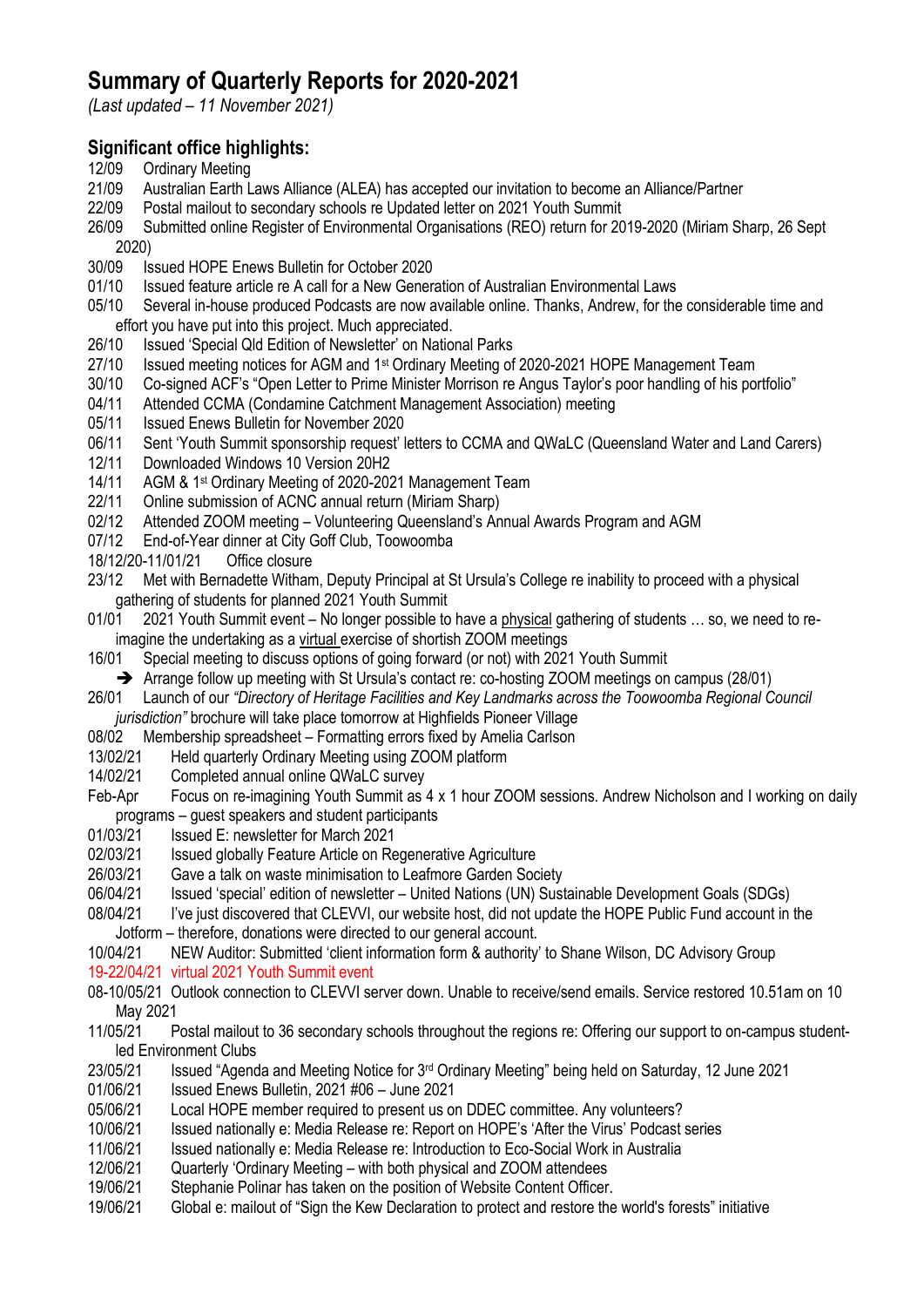# Summary of Quarterly Reports for 2020-2021

*(Last updated – 11 November 2021)*

## Significant office highlights:

12/09 Ordinary Meeting

21/09 Australian Earth Laws Alliance (ALEA) has accepted our invitation to become an Alliance/Partner

22/09 Postal mailout to secondary schools re Updated letter on 2021 Youth Summit

26/09 Submitted online Register of Environmental Organisations (REO) return for 2019-2020 (Miriam Sharp, 26 Sept 2020)

30/09 Issued HOPE Enews Bulletin for October 2020

01/10 Issued feature article re A call for a New Generation of Australian Environmental Laws

05/10 Several in-house produced Podcasts are now available online. Thanks, Andrew, for the considerable time and effort you have put into this project. Much appreciated.

26/10 Issued 'Special Qld Edition of Newsletter' on National Parks

27/10 Issued meeting notices for AGM and 1st Ordinary Meeting of 2020-2021 HOPE Management Team

30/10 Co-signed ACF's "Open Letter to Prime Minister Morrison re Angus Taylor's poor handling of his portfolio"

04/11 Attended CCMA (Condamine Catchment Management Association) meeting

05/11 Issued Enews Bulletin for November 2020

06/11 Sent 'Youth Summit sponsorship request' letters to CCMA and QWaLC (Queensland Water and Land Carers)

12/11 Downloaded Windows 10 Version 20H2

14/11 AGM & 1st Ordinary Meeting of 2020-2021 Management Team

22/11 Online submission of ACNC annual return (Miriam Sharp)

02/12 Attended ZOOM meeting – Volunteering Queensland's Annual Awards Program and AGM

07/12 End-of-Year dinner at City Goff Club, Toowoomba

18/12/20-11/01/21 Office closure

23/12 Met with Bernadette Witham, Deputy Principal at St Ursula's College re inability to proceed with a physical gathering of students for planned 2021 Youth Summit

01/01 2021 Youth Summit event – No longer possible to have a physical gathering of students … so, we need to re-imagine the undertaking as a virtual exercise of shortish ZOOM meetings

16/01 Special meeting to discuss options of going forward (or not) with 2021 Youth Summit

- ➔ Arrange follow up meeting with St Ursula's contact re: co-hosting ZOOM meetings on campus (28/01)

26/01 Launch of our *"Directory of Heritage Facilities and Key Landmarks across the Toowoomba Regional Council jurisdiction"* brochure will take place tomorrow at Highfields Pioneer Village

08/02 Membership spreadsheet – Formatting errors fixed by Amelia Carlson

13/02/21 Held quarterly Ordinary Meeting using ZOOM platform

14/02/21 Completed annual online QWaLC survey

Feb-Apr Focus on re-imagining Youth Summit as 4 x 1 hour ZOOM sessions. Andrew Nicholson and I working on daily programs – guest speakers and student participants

01/03/21 Issued E: newsletter for March 2021

02/03/21 Issued globally Feature Article on Regenerative Agriculture

26/03/21 Gave a talk on waste minimisation to Leafmore Garden Society

06/04/21 Issued 'special' edition of newsletter – United Nations (UN) Sustainable Development Goals (SDGs)

08/04/21 I've just discovered that CLEVVI, our website host, did not update the HOPE Public Fund account in the Jotform – therefore, donations were directed to our general account.

10/04/21 NEW Auditor: Submitted 'client information form & authority' to Shane Wilson, DC Advisory Group

19-22/04/21 virtual 2021 Youth Summit event

08-10/05/21 Outlook connection to CLEVVI server down. Unable to receive/send emails. Service restored 10.51am on 10 May 2021

11/05/21 Postal mailout to 36 secondary schools throughout the regions re: Offering our support to on-campus student-led Environment Clubs

23/05/21 Issued "Agenda and Meeting Notice for 3rd Ordinary Meeting" being held on Saturday, 12 June 2021

01/06/21 Issued Enews Bulletin, 2021 #06 – June 2021

05/06/21 Local HOPE member required to present us on DDEC committee. Any volunteers?

10/06/21 Issued nationally e: Media Release re: Report on HOPE's 'After the Virus' Podcast series

11/06/21 Issued nationally e: Media Release re: Introduction to Eco-Social Work in Australia

12/06/21 Quarterly 'Ordinary Meeting – with both physical and ZOOM attendees

19/06/21 Stephanie Polinar has taken on the position of Website Content Officer.

19/06/21 Global e: mailout of "Sign the Kew Declaration to protect and restore the world's forests" initiative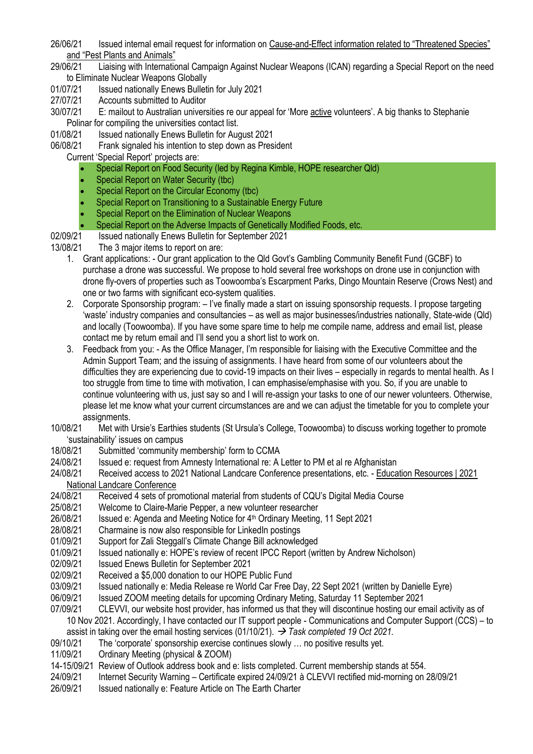26/06/21 Issued internal email request for information on Cause-and-Effect information related to "Threatened Species" and "Pest Plants and Animals"

29/06/21 Liaising with International Campaign Against Nuclear Weapons (ICAN) regarding a Special Report on the need to Eliminate Nuclear Weapons Globally

01/07/21 Issued nationally Enews Bulletin for July 2021

27/07/21 Accounts submitted to Auditor

30/07/21 E: mailout to Australian universities re our appeal for 'More active volunteers'. A big thanks to Stephanie Polinar for compiling the universities contact list.

01/08/21 Issued nationally Enews Bulletin for August 2021

06/08/21 Frank signaled his intention to step down as President

Current 'Special Report' projects are:

- Special Report on Food Security (led by Regina Kimble, HOPE researcher Qld)
- Special Report on Water Security (tbc)
- Special Report on the Circular Economy (tbc)
- Special Report on Transitioning to a Sustainable Energy Future
- Special Report on the Elimination of Nuclear Weapons
- Special Report on the Adverse Impacts of Genetically Modified Foods, etc.

02/09/21 Issued nationally Enews Bulletin for September 2021

13/08/21 The 3 major items to report on are:

1. Grant applications: - Our grant application to the Qld Govt's Gambling Community Benefit Fund (GCBF) to purchase a drone was successful. We propose to hold several free workshops on drone use in conjunction with drone fly-overs of properties such as Toowoomba's Escarpment Parks, Dingo Mountain Reserve (Crows Nest) and one or two farms with significant eco-system qualities.
2. Corporate Sponsorship program: – I've finally made a start on issuing sponsorship requests. I propose targeting 'waste' industry companies and consultancies – as well as major businesses/industries nationally, State-wide (Qld) and locally (Toowoomba). If you have some spare time to help me compile name, address and email list, please contact me by return email and I'll send you a short list to work on.
3. Feedback from you: - As the Office Manager, I'm responsible for liaising with the Executive Committee and the Admin Support Team; and the issuing of assignments. I have heard from some of our volunteers about the difficulties they are experiencing due to covid-19 impacts on their lives – especially in regards to mental health. As I too struggle from time to time with motivation, I can emphasise/emphasise with you. So, if you are unable to continue volunteering with us, just say so and I will re-assign your tasks to one of our newer volunteers. Otherwise, please let me know what your current circumstances are and we can adjust the timetable for you to complete your assignments.

10/08/21 Met with Ursie's Earthies students (St Ursula's College, Toowoomba) to discuss working together to promote 'sustainability' issues on campus

18/08/21 Submitted 'community membership' form to CCMA

24/08/21 Issued e: request from Amnesty International re: A Letter to PM et al re Afghanistan

24/08/21 Received access to 2021 National Landcare Conference presentations, etc. - Education Resources | 2021 National Landcare Conference

24/08/21 Received 4 sets of promotional material from students of CQU's Digital Media Course

25/08/21 Welcome to Claire-Marie Pepper, a new volunteer researcher

26/08/21 Issued e: Agenda and Meeting Notice for 4th Ordinary Meeting, 11 Sept 2021

28/08/21 Charmaine is now also responsible for LinkedIn postings

01/09/21 Support for Zali Steggall's Climate Change Bill acknowledged

01/09/21 Issued nationally e: HOPE's review of recent IPCC Report (written by Andrew Nicholson)

02/09/21 Issued Enews Bulletin for September 2021

02/09/21 Received a $5,000 donation to our HOPE Public Fund

03/09/21 Issued nationally e: Media Release re World Car Free Day, 22 Sept 2021 (written by Danielle Eyre)

06/09/21 Issued ZOOM meeting details for upcoming Ordinary Meting, Saturday 11 September 2021

07/09/21 CLEVVI, our website host provider, has informed us that they will discontinue hosting our email activity as of 10 Nov 2021. Accordingly, I have contacted our IT support people - Communications and Computer Support (CCS) – to assist in taking over the email hosting services (01/10/21). → *Task completed 19 Oct 2021.*

09/10/21 The 'corporate' sponsorship exercise continues slowly … no positive results yet.

11/09/21 Ordinary Meeting (physical & ZOOM)

14-15/09/21 Review of Outlook address book and e: lists completed. Current membership stands at 554.

24/09/21 Internet Security Warning – Certificate expired 24/09/21 à CLEVVI rectified mid-morning on 28/09/21

26/09/21 Issued nationally e: Feature Article on The Earth Charter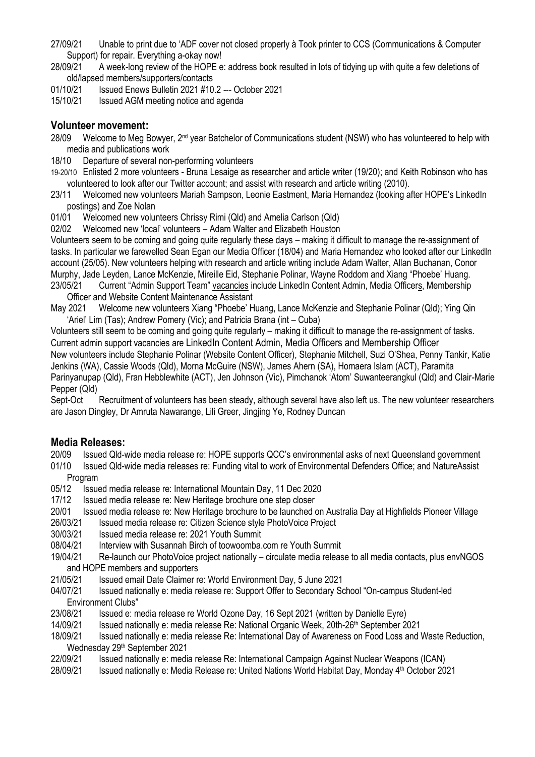27/09/21 Unable to print due to 'ADF cover not closed properly à Took printer to CCS (Communications & Computer Support) for repair. Everything a-okay now!

28/09/21 A week-long review of the HOPE e: address book resulted in lots of tidying up with quite a few deletions of old/lapsed members/supporters/contacts

01/10/21 Issued Enews Bulletin 2021 #10.2 --- October 2021

15/10/21 Issued AGM meeting notice and agenda

## Volunteer movement:

28/09 Welcome to Meg Bowyer, 2nd year Batchelor of Communications student (NSW) who has volunteered to help with media and publications work

18/10 Departure of several non-performing volunteers

19-20/10 Enlisted 2 more volunteers - Bruna Lesaige as researcher and article writer (19/20); and Keith Robinson who has volunteered to look after our Twitter account; and assist with research and article writing (2010).

23/11 Welcomed new volunteers Mariah Sampson, Leonie Eastment, Maria Hernandez (looking after HOPE's LinkedIn postings) and Zoe Nolan

01/01 Welcomed new volunteers Chrissy Rimi (Qld) and Amelia Carlson (Qld)

02/02 Welcomed new 'local' volunteers – Adam Walter and Elizabeth Houston

Volunteers seem to be coming and going quite regularly these days – making it difficult to manage the re-assignment of tasks. In particular we farewelled Sean Egan our Media Officer (18/04) and Maria Hernandez who looked after our LinkedIn account (25/05). New volunteers helping with research and article writing include Adam Walter, Allan Buchanan, Conor Murphy, Jade Leyden, Lance McKenzie, Mireille Eid, Stephanie Polinar, Wayne Roddom and Xiang "Phoebe' Huang.

23/05/21 Current "Admin Support Team" vacancies include LinkedIn Content Admin, Media Officers, Membership Officer and Website Content Maintenance Assistant

May 2021 Welcome new volunteers Xiang "Phoebe' Huang, Lance McKenzie and Stephanie Polinar (Qld); Ying Qin 'Ariel' Lim (Tas); Andrew Pomery (Vic); and Patricia Brana (int – Cuba)

Volunteers still seem to be coming and going quite regularly – making it difficult to manage the re-assignment of tasks. Current admin support vacancies are LinkedIn Content Admin, Media Officers and Membership Officer

New volunteers include Stephanie Polinar (Website Content Officer), Stephanie Mitchell, Suzi O'Shea, Penny Tankir, Katie Jenkins (WA), Cassie Woods (Qld), Morna McGuire (NSW), James Ahern (SA), Homaera Islam (ACT), Paramita Parinyanupap (Qld), Fran Hebblewhite (ACT), Jen Johnson (Vic), Pimchanok 'Atom' Suwanteerangkul (Qld) and Clair-Marie Pepper (Qld)

Sept-Oct Recruitment of volunteers has been steady, although several have also left us. The new volunteer researchers are Jason Dingley, Dr Amruta Nawarange, Lili Greer, Jingjing Ye, Rodney Duncan

## Media Releases:

20/09 Issued Qld-wide media release re: HOPE supports QCC's environmental asks of next Queensland government

01/10 Issued Qld-wide media releases re: Funding vital to work of Environmental Defenders Office; and NatureAssist Program

05/12 Issued media release re: International Mountain Day, 11 Dec 2020

17/12 Issued media release re: New Heritage brochure one step closer

20/01 Issued media release re: New Heritage brochure to be launched on Australia Day at Highfields Pioneer Village

26/03/21 Issued media release re: Citizen Science style PhotoVoice Project

30/03/21 Issued media release re: 2021 Youth Summit

08/04/21 Interview with Susannah Birch of toowoomba.com re Youth Summit

19/04/21 Re-launch our PhotoVoice project nationally – circulate media release to all media contacts, plus envNGOS and HOPE members and supporters

21/05/21 Issued email Date Claimer re: World Environment Day, 5 June 2021

04/07/21 Issued nationally e: media release re: Support Offer to Secondary School "On-campus Student-led Environment Clubs"

23/08/21 Issued e: media release re World Ozone Day, 16 Sept 2021 (written by Danielle Eyre)

14/09/21 Issued nationally e: media release Re: National Organic Week, 20th-26th September 2021

18/09/21 Issued nationally e: media release Re: International Day of Awareness on Food Loss and Waste Reduction, Wednesday 29th September 2021

22/09/21 Issued nationally e: media release Re: International Campaign Against Nuclear Weapons (ICAN)

28/09/21 Issued nationally e: Media Release re: United Nations World Habitat Day, Monday 4th October 2021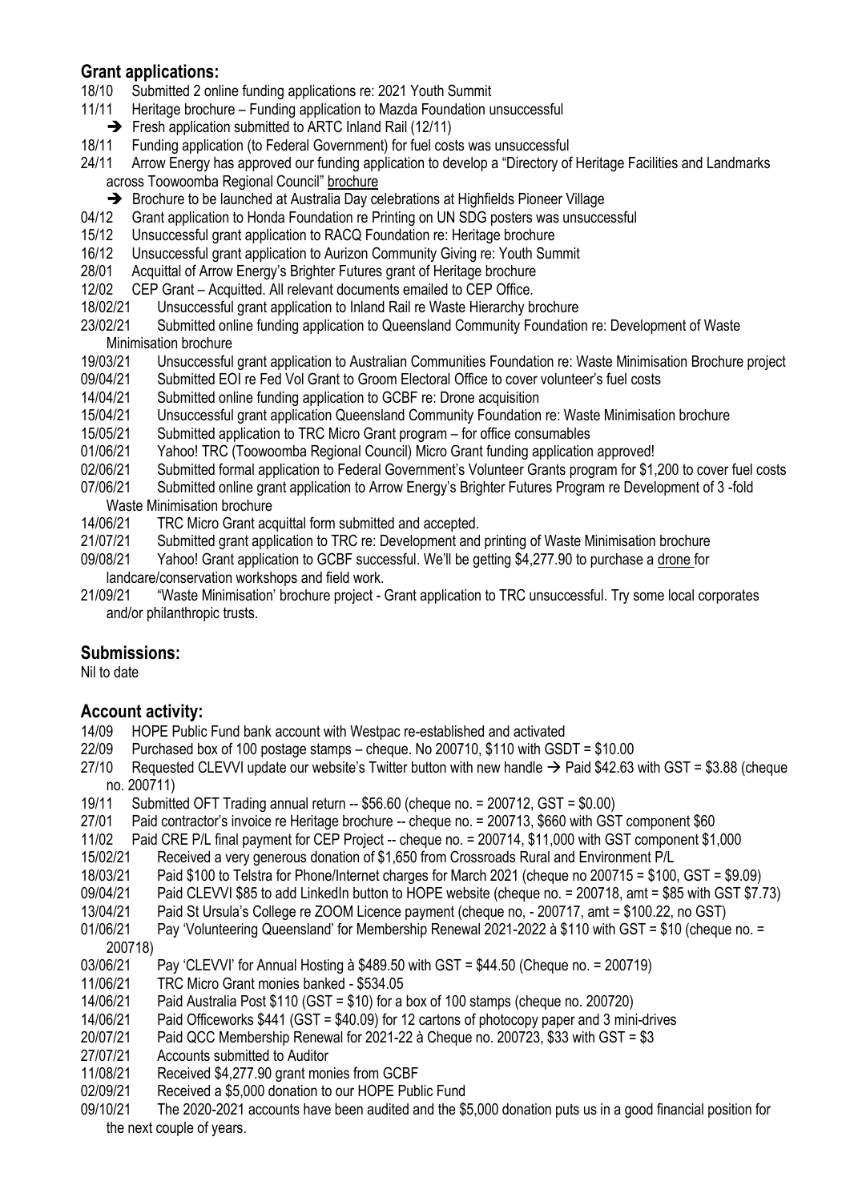## Grant applications:

- 18/10 Submitted 2 online funding applications re: 2021 Youth Summit
- 11/11 Heritage brochure – Funding application to Mazda Foundation unsuccessful
  - ➔ Fresh application submitted to ARTC Inland Rail (12/11)
- 18/11 Funding application (to Federal Government) for fuel costs was unsuccessful
- 24/11 Arrow Energy has approved our funding application to develop a "Directory of Heritage Facilities and Landmarks across Toowoomba Regional Council" brochure
  - ➔ Brochure to be launched at Australia Day celebrations at Highfields Pioneer Village
- 04/12 Grant application to Honda Foundation re Printing on UN SDG posters was unsuccessful
- 15/12 Unsuccessful grant application to RACQ Foundation re: Heritage brochure
- 16/12 Unsuccessful grant application to Aurizon Community Giving re: Youth Summit
- 28/01 Acquittal of Arrow Energy's Brighter Futures grant of Heritage brochure
- 12/02 CEP Grant – Acquitted. All relevant documents emailed to CEP Office.
- 18/02/21 Unsuccessful grant application to Inland Rail re Waste Hierarchy brochure
- 23/02/21 Submitted online funding application to Queensland Community Foundation re: Development of Waste Minimisation brochure
- 19/03/21 Unsuccessful grant application to Australian Communities Foundation re: Waste Minimisation Brochure project
- 09/04/21 Submitted EOI re Fed Vol Grant to Groom Electoral Office to cover volunteer's fuel costs
- 14/04/21 Submitted online funding application to GCBF re: Drone acquisition
- 15/04/21 Unsuccessful grant application Queensland Community Foundation re: Waste Minimisation brochure
- 15/05/21 Submitted application to TRC Micro Grant program – for office consumables
- 01/06/21 Yahoo! TRC (Toowoomba Regional Council) Micro Grant funding application approved!
- 02/06/21 Submitted formal application to Federal Government's Volunteer Grants program for $1,200 to cover fuel costs
- 07/06/21 Submitted online grant application to Arrow Energy's Brighter Futures Program re Development of 3 -fold Waste Minimisation brochure
- 14/06/21 TRC Micro Grant acquittal form submitted and accepted.
- 21/07/21 Submitted grant application to TRC re: Development and printing of Waste Minimisation brochure
- 09/08/21 Yahoo! Grant application to GCBF successful. We'll be getting $4,277.90 to purchase a drone for landcare/conservation workshops and field work.
- 21/09/21 "Waste Minimisation' brochure project - Grant application to TRC unsuccessful. Try some local corporates and/or philanthropic trusts.

## Submissions:

Nil to date

## Account activity:

- 14/09 HOPE Public Fund bank account with Westpac re-established and activated
- 22/09 Purchased box of 100 postage stamps – cheque. No 200710, $110 with GSDT = $10.00
- 27/10 Requested CLEVVI update our website's Twitter button with new handle → Paid $42.63 with GST = $3.88 (cheque no. 200711)
- 19/11 Submitted OFT Trading annual return -- $56.60 (cheque no. = 200712, GST = $0.00)
- 27/01 Paid contractor's invoice re Heritage brochure -- cheque no. = 200713, $660 with GST component $60
- 11/02 Paid CRE P/L final payment for CEP Project -- cheque no. = 200714, $11,000 with GST component $1,000
- 15/02/21 Received a very generous donation of $1,650 from Crossroads Rural and Environment P/L
- 18/03/21 Paid $100 to Telstra for Phone/Internet charges for March 2021 (cheque no 200715 = $100, GST = $9.09)
- 09/04/21 Paid CLEVVI $85 to add LinkedIn button to HOPE website (cheque no. = 200718, amt = $85 with GST $7.73)
- 13/04/21 Paid St Ursula's College re ZOOM Licence payment (cheque no, - 200717, amt = $100.22, no GST)
- 01/06/21 Pay 'Volunteering Queensland' for Membership Renewal 2021-2022 à $110 with GST = $10 (cheque no. = 200718)
- 03/06/21 Pay 'CLEVVI' for Annual Hosting à $489.50 with GST = $44.50 (Cheque no. = 200719)
- 11/06/21 TRC Micro Grant monies banked - $534.05
- 14/06/21 Paid Australia Post $110 (GST = $10) for a box of 100 stamps (cheque no. 200720)
- 14/06/21 Paid Officeworks $441 (GST = $40.09) for 12 cartons of photocopy paper and 3 mini-drives
- 20/07/21 Paid QCC Membership Renewal for 2021-22 à Cheque no. 200723, $33 with GST = $3
- 27/07/21 Accounts submitted to Auditor
- 11/08/21 Received $4,277.90 grant monies from GCBF
- 02/09/21 Received a $5,000 donation to our HOPE Public Fund
- 09/10/21 The 2020-2021 accounts have been audited and the $5,000 donation puts us in a good financial position for the next couple of years.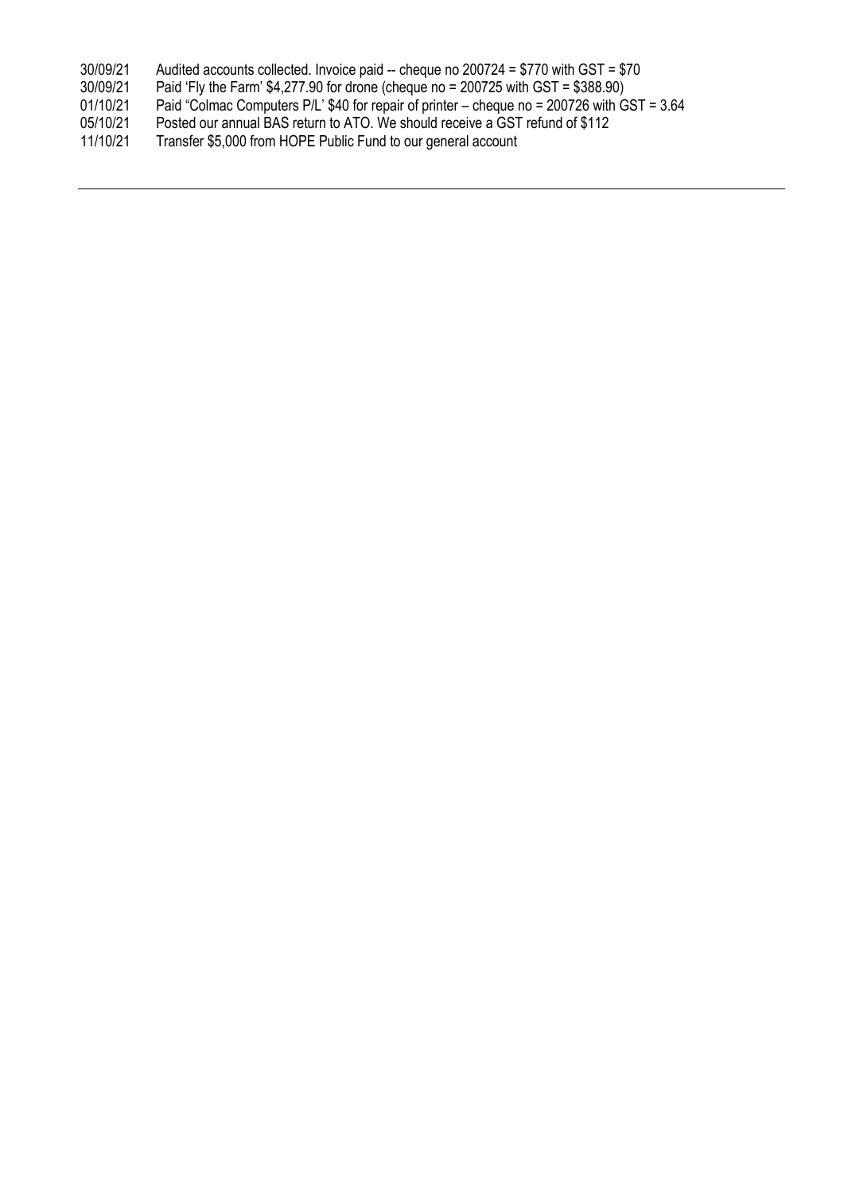30/09/21 Audited accounts collected. Invoice paid -- cheque no 200724 = $770 with GST = $70
30/09/21 Paid 'Fly the Farm' $4,277.90 for drone (cheque no = 200725 with GST = $388.90)
01/10/21 Paid "Colmac Computers P/L' $40 for repair of printer – cheque no = 200726 with GST = 3.64
05/10/21 Posted our annual BAS return to ATO. We should receive a GST refund of $112
11/10/21 Transfer $5,000 from HOPE Public Fund to our general account

---